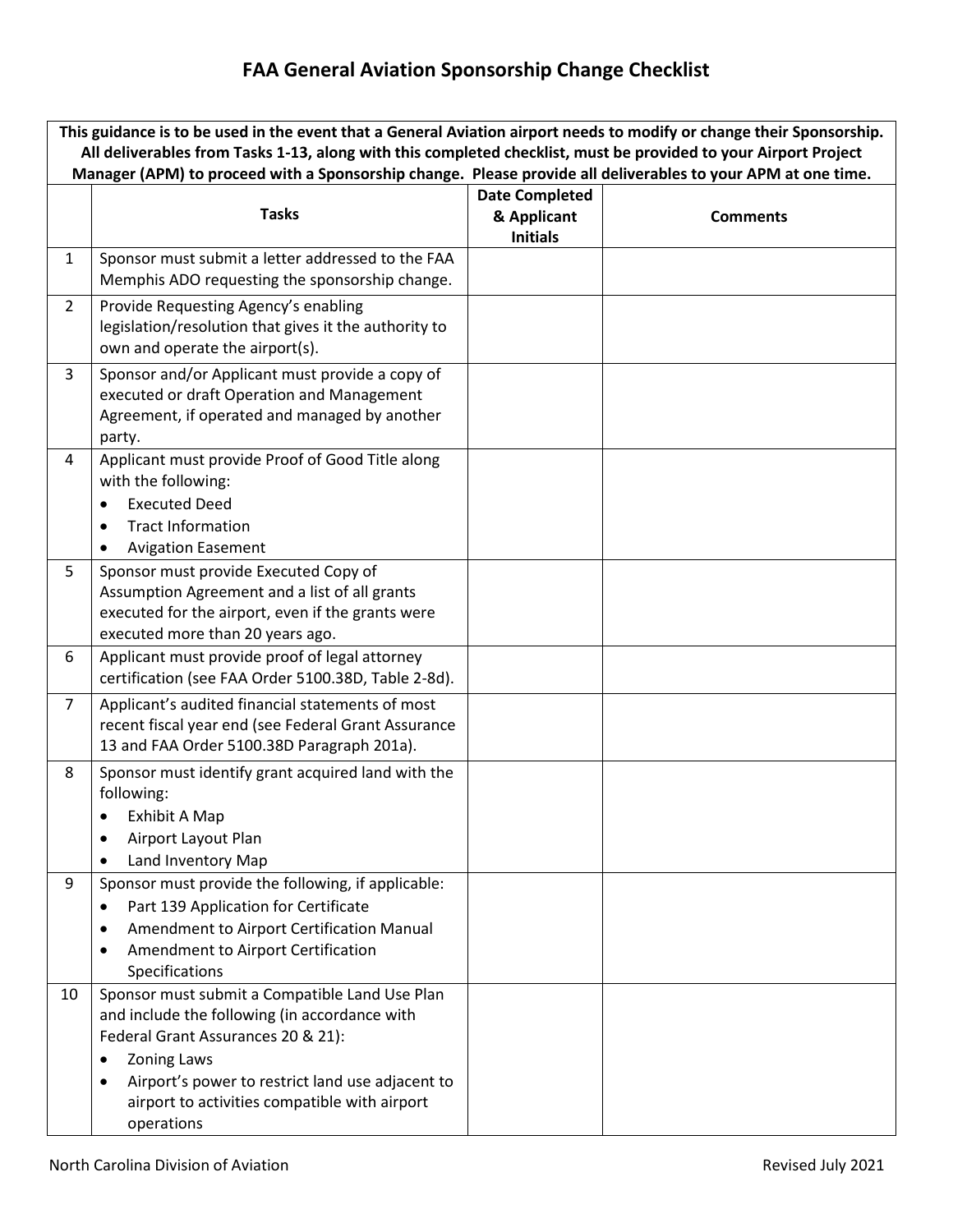# FAA General Aviation Sponsorship Change Checklist

**This guidance is to be used in the event that a General Aviation airport needs to modify or change their Sponsorship. All deliverables from Tasks 1-13, along with this completed checklist, must be provided to your Airport Project Manager (APM) to proceed with a Sponsorship change. Please provide all deliverables to your APM at one time.**

| | Tasks | Date Completed & Applicant Initials | Comments |
|---|---|---|---|
| 1 | Sponsor must submit a letter addressed to the FAA Memphis ADO requesting the sponsorship change. | | |
| 2 | Provide Requesting Agency's enabling legislation/resolution that gives it the authority to own and operate the airport(s). | | |
| 3 | Sponsor and/or Applicant must provide a copy of executed or draft Operation and Management Agreement, if operated and managed by another party. | | |
| 4 | Applicant must provide Proof of Good Title along with the following:<br>• Executed Deed<br>• Tract Information<br>• Avigation Easement | | |
| 5 | Sponsor must provide Executed Copy of Assumption Agreement and a list of all grants executed for the airport, even if the grants were executed more than 20 years ago. | | |
| 6 | Applicant must provide proof of legal attorney certification (see FAA Order 5100.38D, Table 2-8d). | | |
| 7 | Applicant's audited financial statements of most recent fiscal year end (see Federal Grant Assurance 13 and FAA Order 5100.38D Paragraph 201a). | | |
| 8 | Sponsor must identify grant acquired land with the following:<br>• Exhibit A Map<br>• Airport Layout Plan<br>• Land Inventory Map | | |
| 9 | Sponsor must provide the following, if applicable:<br>• Part 139 Application for Certificate<br>• Amendment to Airport Certification Manual<br>• Amendment to Airport Certification Specifications | | |
| 10 | Sponsor must submit a Compatible Land Use Plan and include the following (in accordance with Federal Grant Assurances 20 & 21):<br>• Zoning Laws<br>• Airport's power to restrict land use adjacent to airport to activities compatible with airport operations | | |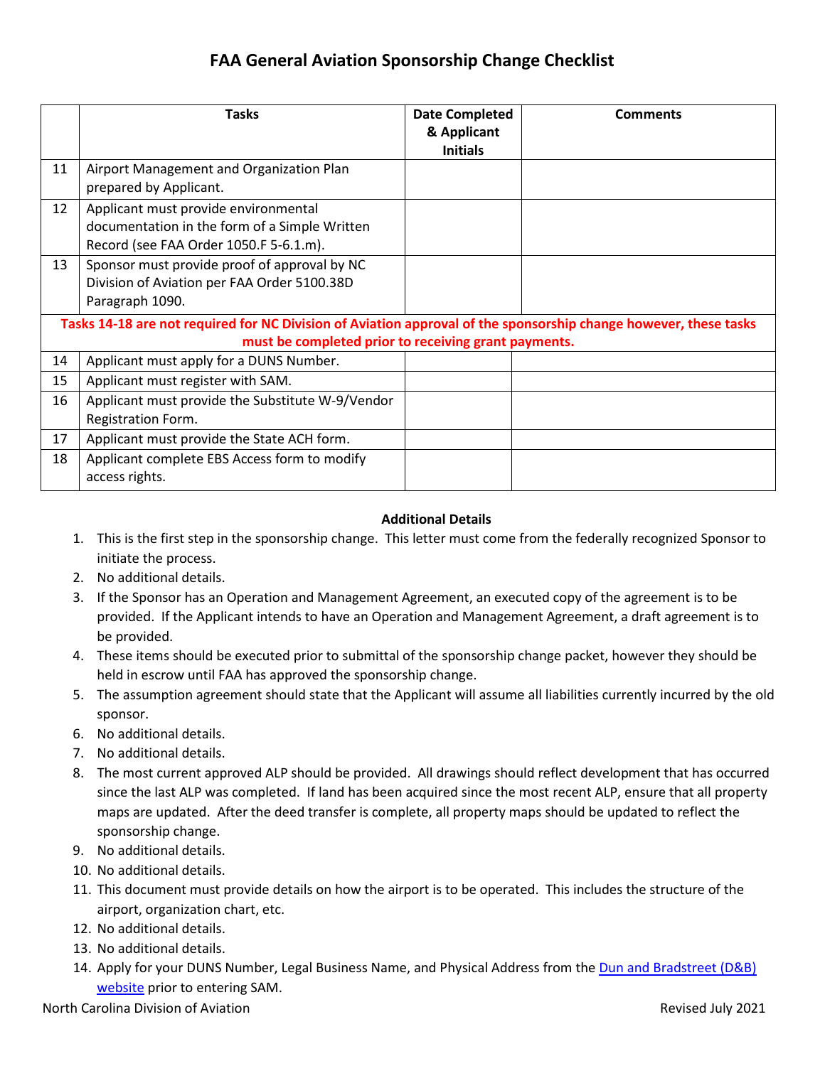# FAA General Aviation Sponsorship Change Checklist

| | Tasks | Date Completed & Applicant Initials | Comments |
|---|---|---|---|
| 11 | Airport Management and Organization Plan prepared by Applicant. | | |
| 12 | Applicant must provide environmental documentation in the form of a Simple Written Record (see FAA Order 1050.F 5-6.1.m). | | |
| 13 | Sponsor must provide proof of approval by NC Division of Aviation per FAA Order 5100.38D Paragraph 1090. | | |
| **Tasks 14-18 are not required for NC Division of Aviation approval of the sponsorship change however, these tasks must be completed prior to receiving grant payments.** | | | |
| 14 | Applicant must apply for a DUNS Number. | | |
| 15 | Applicant must register with SAM. | | |
| 16 | Applicant must provide the Substitute W-9/Vendor Registration Form. | | |
| 17 | Applicant must provide the State ACH form. | | |
| 18 | Applicant complete EBS Access form to modify access rights. | | |

**Additional Details**

1. This is the first step in the sponsorship change. This letter must come from the federally recognized Sponsor to initiate the process.
2. No additional details.
3. If the Sponsor has an Operation and Management Agreement, an executed copy of the agreement is to be provided. If the Applicant intends to have an Operation and Management Agreement, a draft agreement is to be provided.
4. These items should be executed prior to submittal of the sponsorship change packet, however they should be held in escrow until FAA has approved the sponsorship change.
5. The assumption agreement should state that the Applicant will assume all liabilities currently incurred by the old sponsor.
6. No additional details.
7. No additional details.
8. The most current approved ALP should be provided. All drawings should reflect development that has occurred since the last ALP was completed. If land has been acquired since the most recent ALP, ensure that all property maps are updated. After the deed transfer is complete, all property maps should be updated to reflect the sponsorship change.
9. No additional details.
10. No additional details.
11. This document must provide details on how the airport is to be operated. This includes the structure of the airport, organization chart, etc.
12. No additional details.
13. No additional details.
14. Apply for your DUNS Number, Legal Business Name, and Physical Address from the Dun and Bradstreet (D&B) website prior to entering SAM.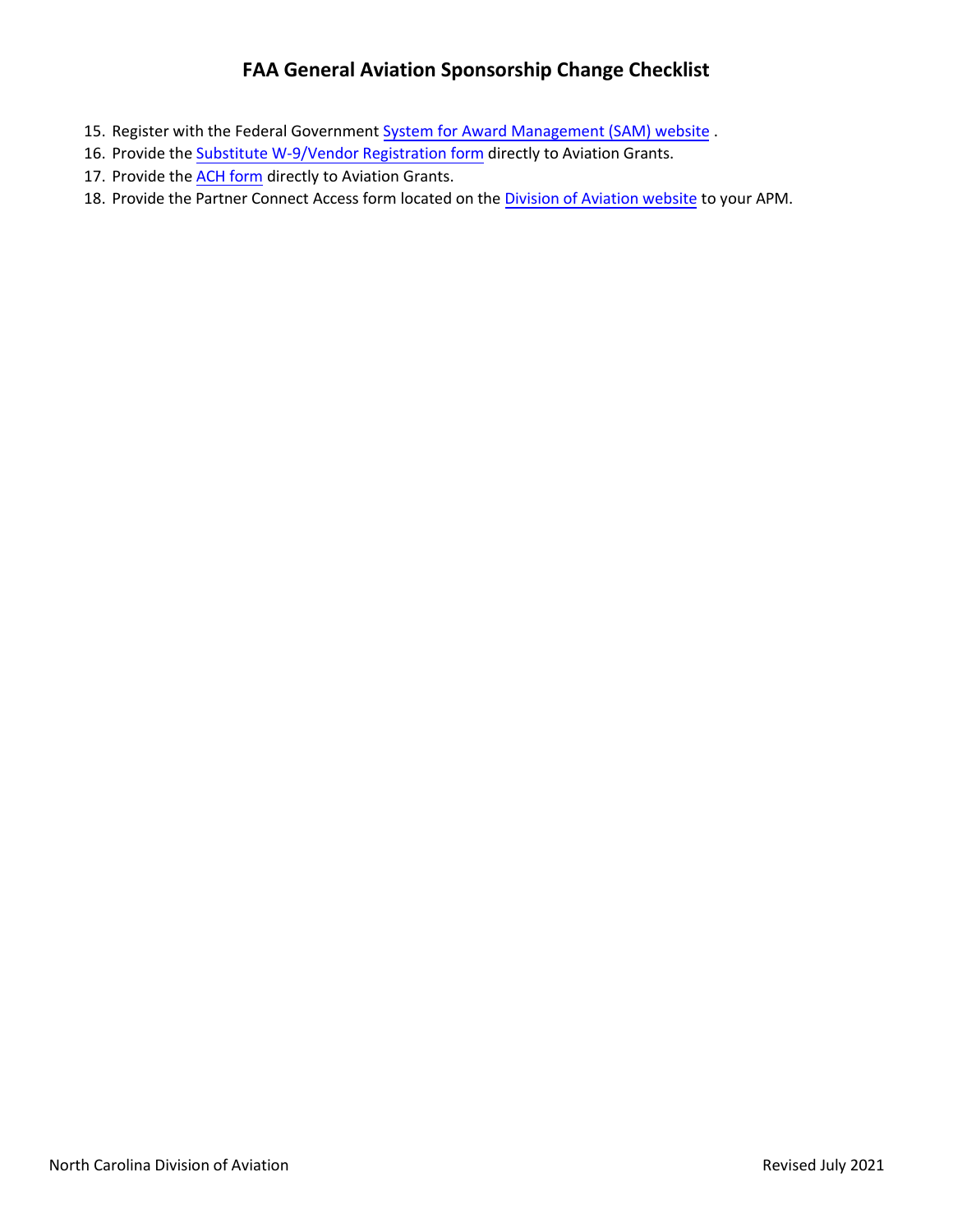# FAA General Aviation Sponsorship Change Checklist

15. Register with the Federal Government System for Award Management (SAM) website .
16. Provide the Substitute W-9/Vendor Registration form directly to Aviation Grants.
17. Provide the ACH form directly to Aviation Grants.
18. Provide the Partner Connect Access form located on the Division of Aviation website to your APM.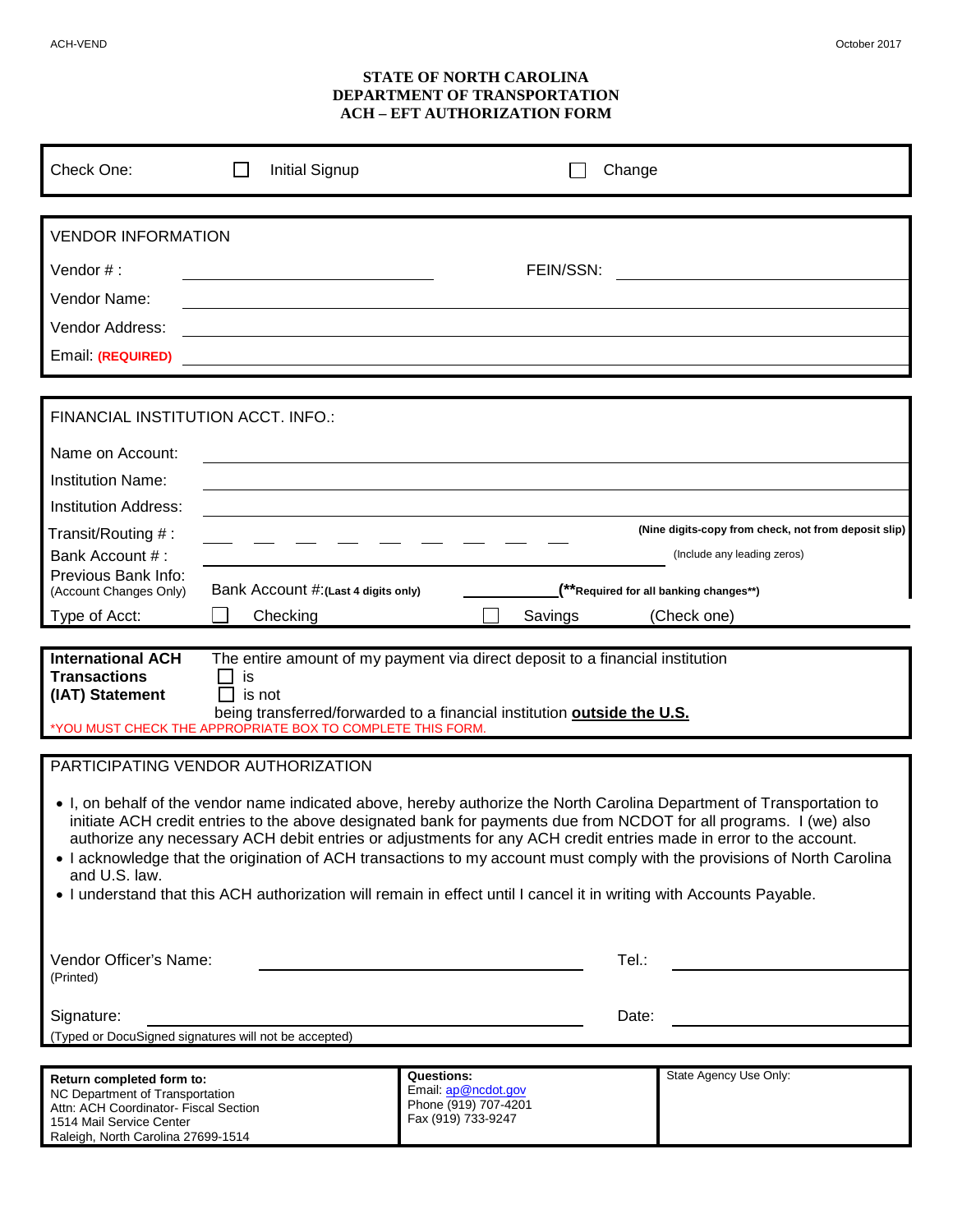ACH-VEND

October 2017

# STATE OF NORTH CAROLINA
# DEPARTMENT OF TRANSPORTATION
# ACH – EFT AUTHORIZATION FORM

Check One: ☐ Initial Signup ☐ Change

## VENDOR INFORMATION

Vendor # : ______________________ FEIN/SSN: ______________________

Vendor Name: ______________________

Vendor Address: ______________________

Email: **(REQUIRED)** ______________________

## FINANCIAL INSTITUTION ACCT. INFO.:

Name on Account: ______________________

Institution Name: ______________________

Institution Address: ______________________

Transit/Routing # : _ _ _ _ _ _ _ _ _ **(Nine digits-copy from check, not from deposit slip)**

Bank Account # : ______________________ (Include any leading zeros)

Previous Bank Info: (Account Changes Only) Bank Account #:**(Last 4 digits only)** ____________ **(**Required for all banking changes**)**

Type of Acct: ☐ Checking ☐ Savings (Check one)

**International ACH Transactions (IAT) Statement**

The entire amount of my payment via direct deposit to a financial institution
☐ is
☐ is not
being transferred/forwarded to a financial institution **outside the U.S.**

*YOU MUST CHECK THE APPROPRIATE BOX TO COMPLETE THIS FORM.

## PARTICIPATING VENDOR AUTHORIZATION

- I, on behalf of the vendor name indicated above, hereby authorize the North Carolina Department of Transportation to initiate ACH credit entries to the above designated bank for payments due from NCDOT for all programs. I (we) also authorize any necessary ACH debit entries or adjustments for any ACH credit entries made in error to the account.
- I acknowledge that the origination of ACH transactions to my account must comply with the provisions of North Carolina and U.S. law.
- I understand that this ACH authorization will remain in effect until I cancel it in writing with Accounts Payable.

Vendor Officer's Name: ______________________ Tel.: ______________________
(Printed)

Signature: ______________________ Date: ______________________
(Typed or DocuSigned signatures will not be accepted)

| **Return completed form to:** | **Questions:** | State Agency Use Only: |
|---|---|---|
| NC Department of Transportation<br>Attn: ACH Coordinator- Fiscal Section<br>1514 Mail Service Center<br>Raleigh, North Carolina 27699-1514 | Email: ap@ncdot.gov<br>Phone (919) 707-4201<br>Fax (919) 733-9247 | |